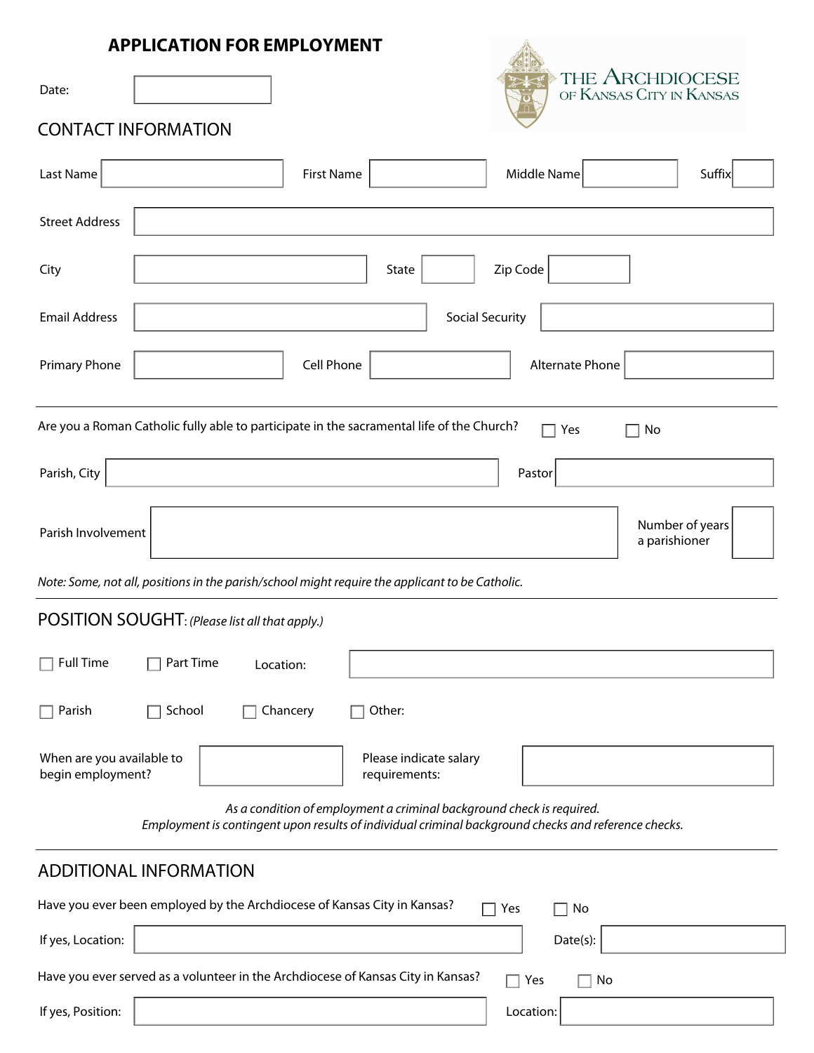# APPLICATION FOR EMPLOYMENT

THE ARCHDIOCESE OF KANSAS CITY IN KANSAS

Date:

## CONTACT INFORMATION

Last Name | First Name | Middle Name | Suffix

Street Address

City | State | Zip Code

Email Address | Social Security

Primary Phone | Cell Phone | Alternate Phone

---

Are you a Roman Catholic fully able to participate in the sacramental life of the Church? ☐ Yes ☐ No

Parish, City | Pastor

Parish Involvement | Number of years a parishioner

*Note: Some, not all, positions in the parish/school might require the applicant to be Catholic.*

---

## POSITION SOUGHT: *(Please list all that apply.)*

☐ Full Time ☐ Part Time Location:

☐ Parish ☐ School ☐ Chancery ☐ Other:

When are you available to begin employment? | Please indicate salary requirements:

*As a condition of employment a criminal background check is required.*
*Employment is contingent upon results of individual criminal background checks and reference checks.*

---

## ADDITIONAL INFORMATION

Have you ever been employed by the Archdiocese of Kansas City in Kansas? ☐ Yes ☐ No

If yes, Location: | Date(s):

Have you ever served as a volunteer in the Archdiocese of Kansas City in Kansas? ☐ Yes ☐ No

If yes, Position: | Location: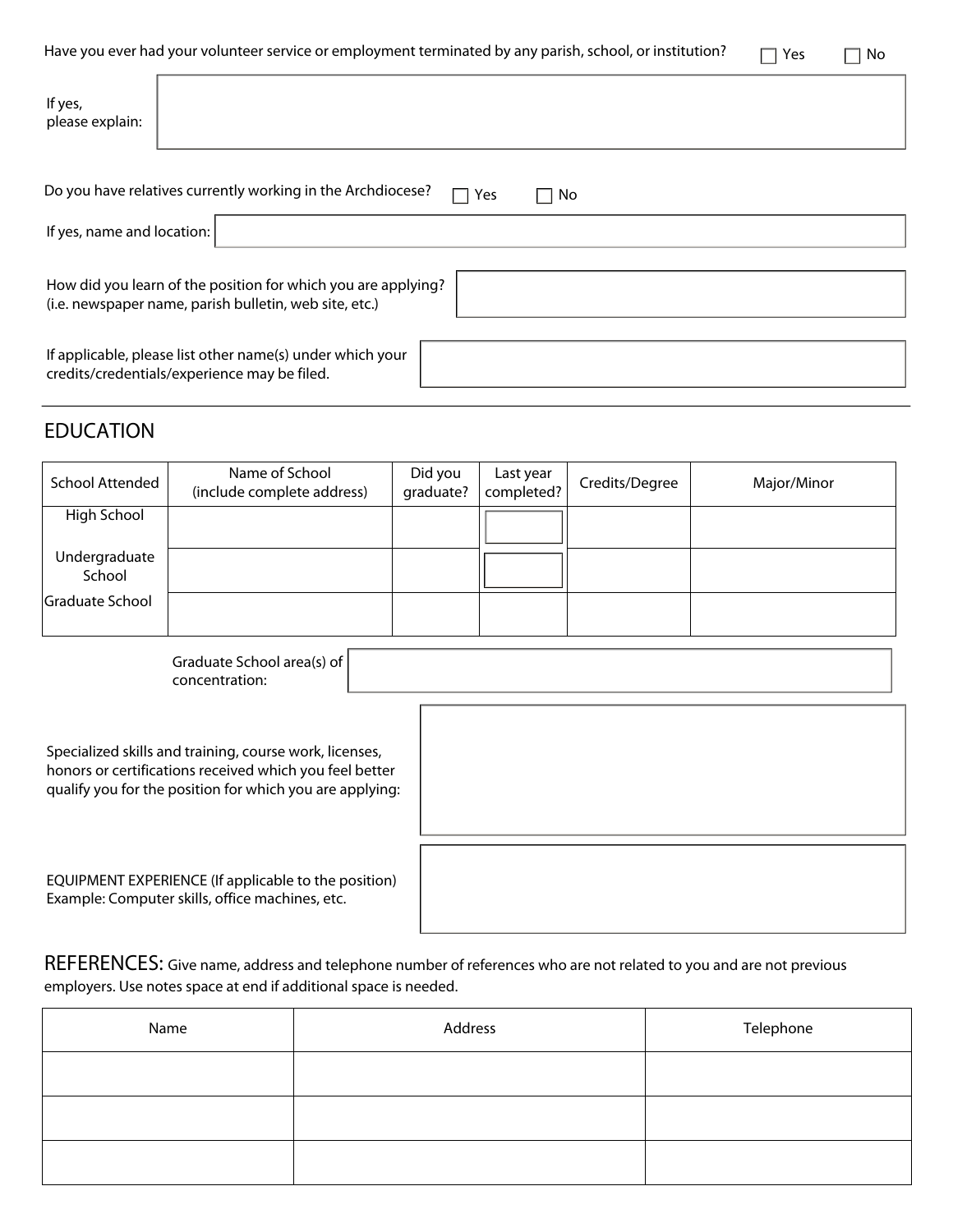Have you ever had your volunteer service or employment terminated by any parish, school, or institution? ☐ Yes ☐ No

If yes, please explain:

Do you have relatives currently working in the Archdiocese? ☐ Yes ☐ No

If yes, name and location:

How did you learn of the position for which you are applying? (i.e. newspaper name, parish bulletin, web site, etc.)

If applicable, please list other name(s) under which your credits/credentials/experience may be filed.

## EDUCATION

| School Attended | Name of School (include complete address) | Did you graduate? | Last year completed? | Credits/Degree | Major/Minor |
|---|---|---|---|---|---|
| High School | | | | | |
| Undergraduate School | | | | | |
| Graduate School | | | | | |

Graduate School area(s) of concentration:

Specialized skills and training, course work, licenses, honors or certifications received which you feel better qualify you for the position for which you are applying:

EQUIPMENT EXPERIENCE (If applicable to the position)
Example: Computer skills, office machines, etc.

## REFERENCES:

Give name, address and telephone number of references who are not related to you and are not previous employers. Use notes space at end if additional space is needed.

| Name | Address | Telephone |
|---|---|---|
| | | |
| | | |
| | | |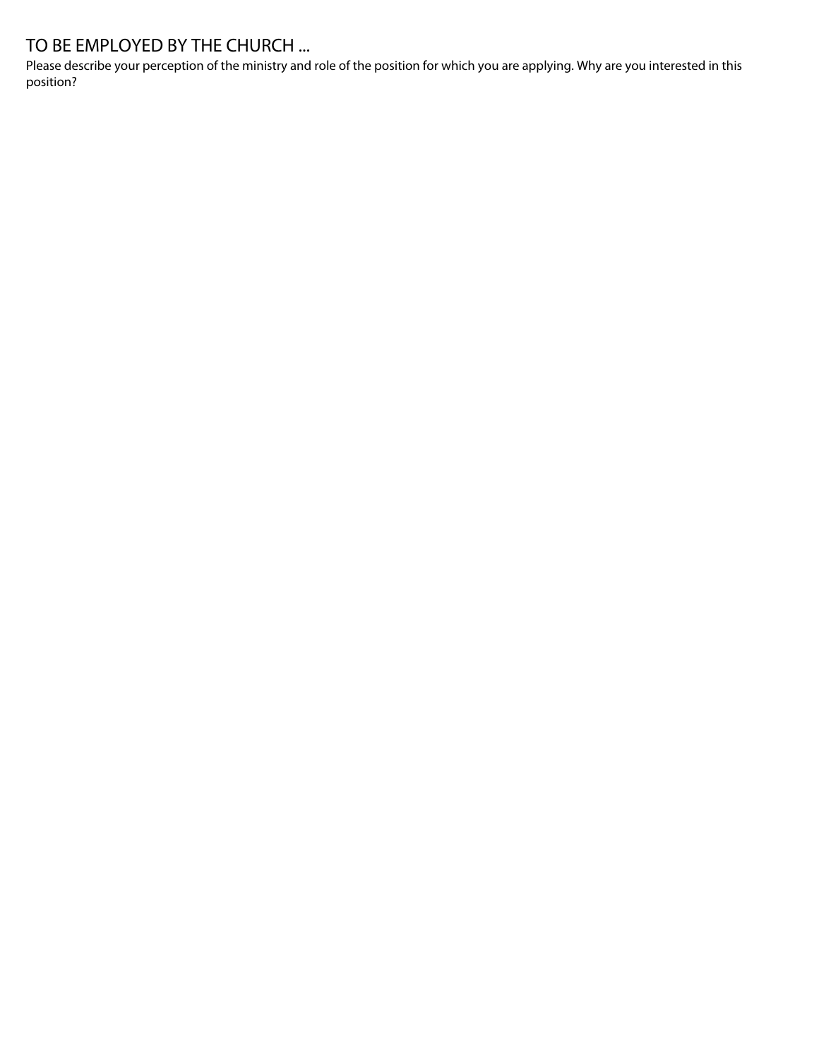## TO BE EMPLOYED BY THE CHURCH ...

Please describe your perception of the ministry and role of the position for which you are applying. Why are you interested in this position?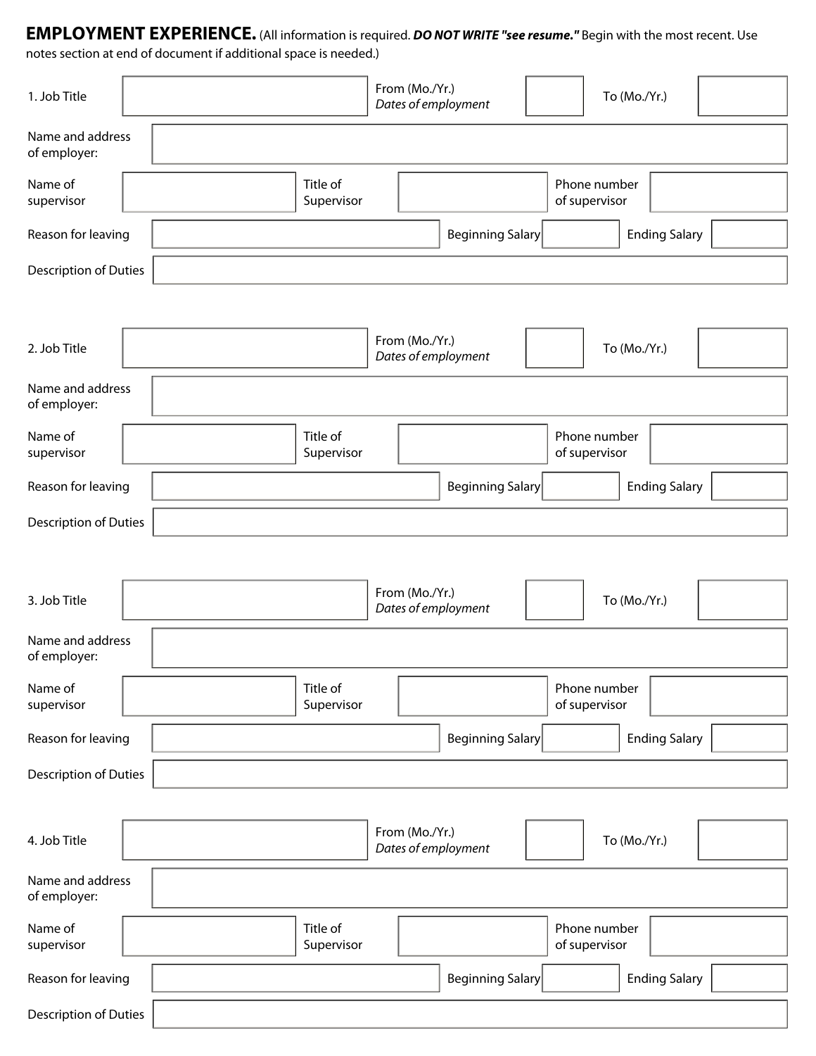## EMPLOYMENT EXPERIENCE.

(All information is required. ***DO NOT WRITE "see resume."*** Begin with the most recent. Use notes section at end of document if additional space is needed.)

| | | | | | |
|---|---|---|---|---|---|
| 1. Job Title | | From (Mo./Yr.) *Dates of employment* | | To (Mo./Yr.) | |
| Name and address of employer: | | | | | |
| Name of supervisor | | Title of Supervisor | | Phone number of supervisor | |
| Reason for leaving | | Beginning Salary | | Ending Salary | |
| Description of Duties | | | | | |

| | | | | | |
|---|---|---|---|---|---|
| 2. Job Title | | From (Mo./Yr.) *Dates of employment* | | To (Mo./Yr.) | |
| Name and address of employer: | | | | | |
| Name of supervisor | | Title of Supervisor | | Phone number of supervisor | |
| Reason for leaving | | Beginning Salary | | Ending Salary | |
| Description of Duties | | | | | |

| | | | | | |
|---|---|---|---|---|---|
| 3. Job Title | | From (Mo./Yr.) *Dates of employment* | | To (Mo./Yr.) | |
| Name and address of employer: | | | | | |
| Name of supervisor | | Title of Supervisor | | Phone number of supervisor | |
| Reason for leaving | | Beginning Salary | | Ending Salary | |
| Description of Duties | | | | | |

| | | | | | |
|---|---|---|---|---|---|
| 4. Job Title | | From (Mo./Yr.) *Dates of employment* | | To (Mo./Yr.) | |
| Name and address of employer: | | | | | |
| Name of supervisor | | Title of Supervisor | | Phone number of supervisor | |
| Reason for leaving | | Beginning Salary | | Ending Salary | |
| Description of Duties | | | | | |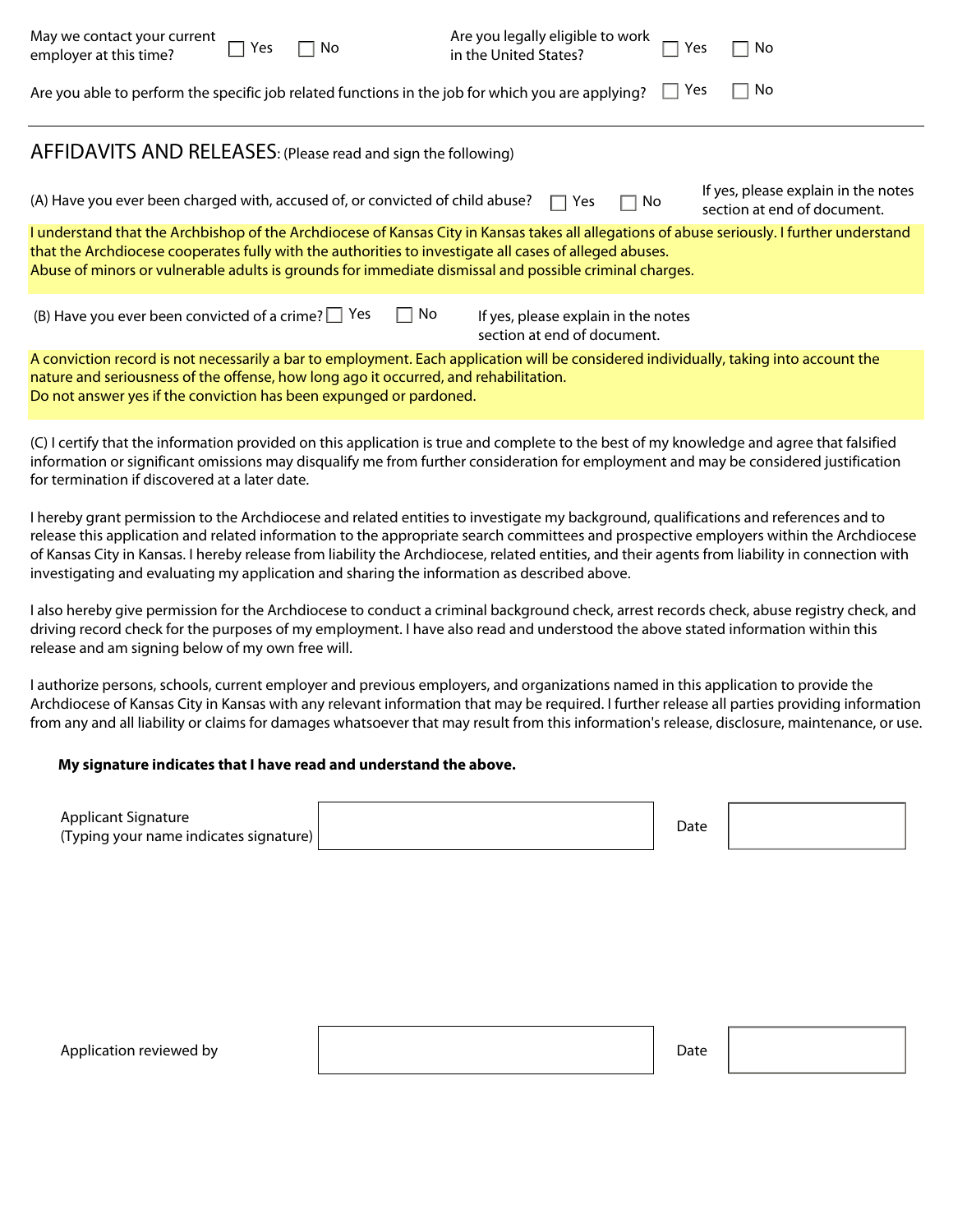May we contact your current employer at this time? ☐ Yes ☐ No

Are you legally eligible to work in the United States? ☐ Yes ☐ No

Are you able to perform the specific job related functions in the job for which you are applying? ☐ Yes ☐ No

---

## AFFIDAVITS AND RELEASES: (Please read and sign the following)

(A) Have you ever been charged with, accused of, or convicted of child abuse? ☐ Yes ☐ No

If yes, please explain in the notes section at end of document.

I understand that the Archbishop of the Archdiocese of Kansas City in Kansas takes all allegations of abuse seriously. I further understand that the Archdiocese cooperates fully with the authorities to investigate all cases of alleged abuses.
Abuse of minors or vulnerable adults is grounds for immediate dismissal and possible criminal charges.

(B) Have you ever been convicted of a crime? ☐ Yes ☐ No

If yes, please explain in the notes section at end of document.

A conviction record is not necessarily a bar to employment. Each application will be considered individually, taking into account the nature and seriousness of the offense, how long ago it occurred, and rehabilitation.
Do not answer yes if the conviction has been expunged or pardoned.

(C) I certify that the information provided on this application is true and complete to the best of my knowledge and agree that falsified information or significant omissions may disqualify me from further consideration for employment and may be considered justification for termination if discovered at a later date.

I hereby grant permission to the Archdiocese and related entities to investigate my background, qualifications and references and to release this application and related information to the appropriate search committees and prospective employers within the Archdiocese of Kansas City in Kansas. I hereby release from liability the Archdiocese, related entities, and their agents from liability in connection with investigating and evaluating my application and sharing the information as described above.

I also hereby give permission for the Archdiocese to conduct a criminal background check, arrest records check, abuse registry check, and driving record check for the purposes of my employment. I have also read and understood the above stated information within this release and am signing below of my own free will.

I authorize persons, schools, current employer and previous employers, and organizations named in this application to provide the Archdiocese of Kansas City in Kansas with any relevant information that may be required. I further release all parties providing information from any and all liability or claims for damages whatsoever that may result from this information's release, disclosure, maintenance, or use.

**My signature indicates that I have read and understand the above.**

Applicant Signature
(Typing your name indicates signature) ____________________ Date ________

Application reviewed by ____________________ Date ________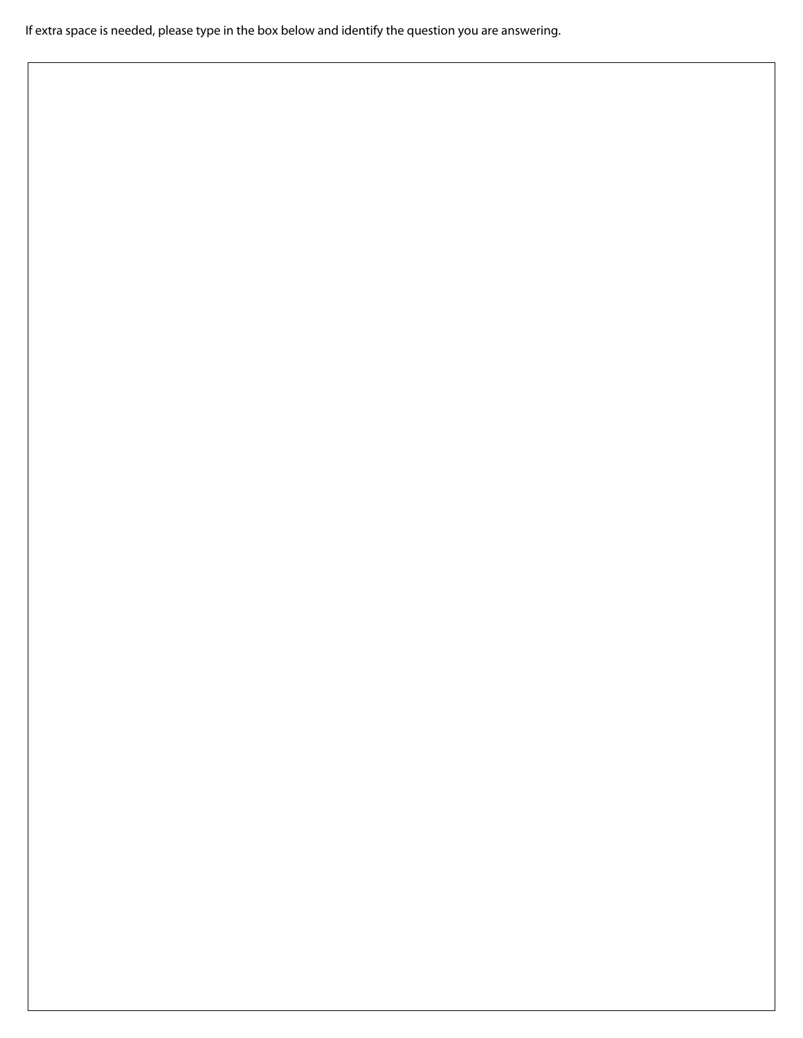If extra space is needed, please type in the box below and identify the question you are answering.